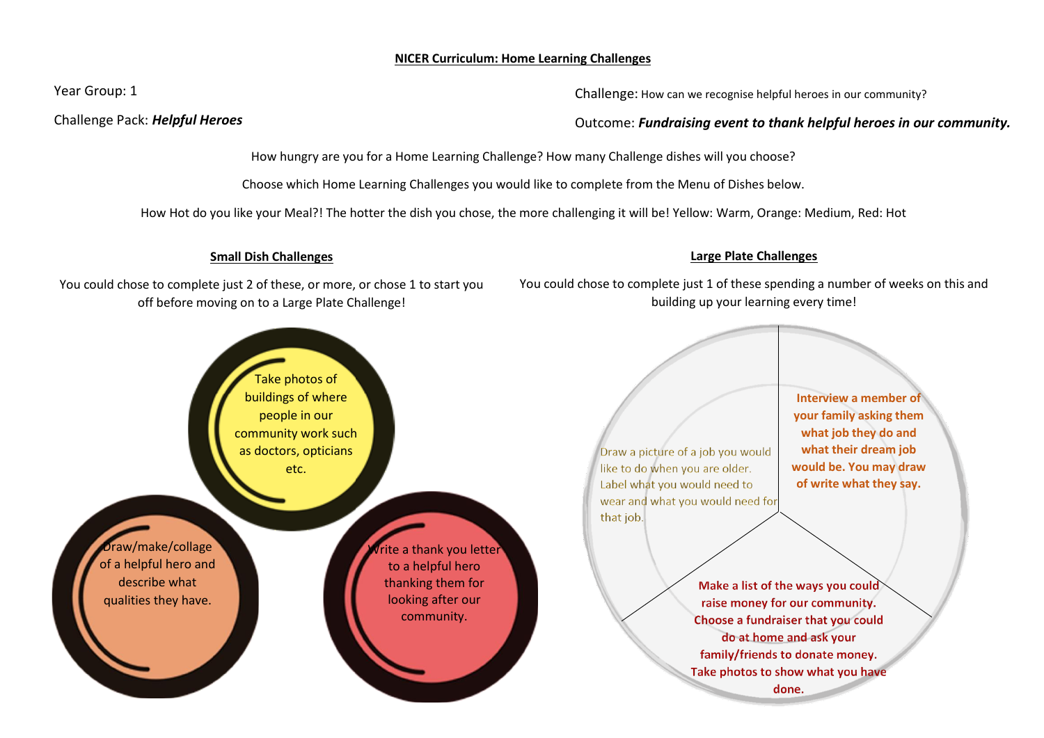**NICER Curriculum: Home Learning Challenges**

Year Group: 1

Challenge Pack: ***Helpful Heroes***

Challenge: How can we recognise helpful heroes in our community?

Outcome: ***Fundraising event to thank helpful heroes in our community.***

How hungry are you for a Home Learning Challenge? How many Challenge dishes will you choose?

Choose which Home Learning Challenges you would like to complete from the Menu of Dishes below.

How Hot do you like your Meal?! The hotter the dish you chose, the more challenging it will be! Yellow: Warm, Orange: Medium, Red: Hot

## Small Dish Challenges

You could chose to complete just 2 of these, or more, or chose 1 to start you off before moving on to a Large Plate Challenge!

- Take photos of buildings of where people in our community work such as doctors, opticians etc.
- Draw/make/collage of a helpful hero and describe what qualities they have.
- Write a thank you letter to a helpful hero thanking them for looking after our community.

## Large Plate Challenges

You could chose to complete just 1 of these spending a number of weeks on this and building up your learning every time!

- Draw a picture of a job you would like to do when you are older. Label what you would need to wear and what you would need for that job.
- **Interview a member of your family asking them what job they do and what their dream job would be. You may draw of write what they say.**
- **Make a list of the ways you could raise money for our community. Choose a fundraiser that you could do at home and ask your family/friends to donate money. Take photos to show what you have done.**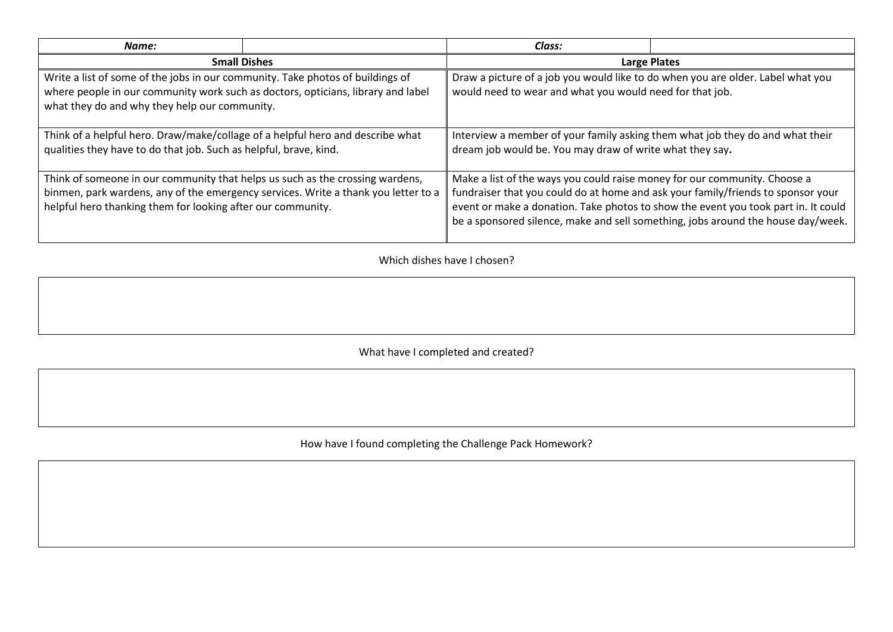| ***Name:*** | | ***Class:*** | |
|---|---|---|---|
| **Small Dishes** | | **Large Plates** | |
| Write a list of some of the jobs in our community. Take photos of buildings of where people in our community work such as doctors, opticians, library and label what they do and why they help our community. | | Draw a picture of a job you would like to do when you are older. Label what you would need to wear and what you would need for that job. | |
| Think of a helpful hero. Draw/make/collage of a helpful hero and describe what qualities they have to do that job. Such as helpful, brave, kind. | | Interview a member of your family asking them what job they do and what their dream job would be. You may draw of write what they say**.** | |
| Think of someone in our community that helps us such as the crossing wardens, binmen, park wardens, any of the emergency services. Write a thank you letter to a helpful hero thanking them for looking after our community. | | Make a list of the ways you could raise money for our community. Choose a fundraiser that you could do at home and ask your family/friends to sponsor your event or make a donation. Take photos to show the event you took part in. It could be a sponsored silence, make and sell something, jobs around the house day/week. | |

Which dishes have I chosen?

What have I completed and created?

How have I found completing the Challenge Pack Homework?